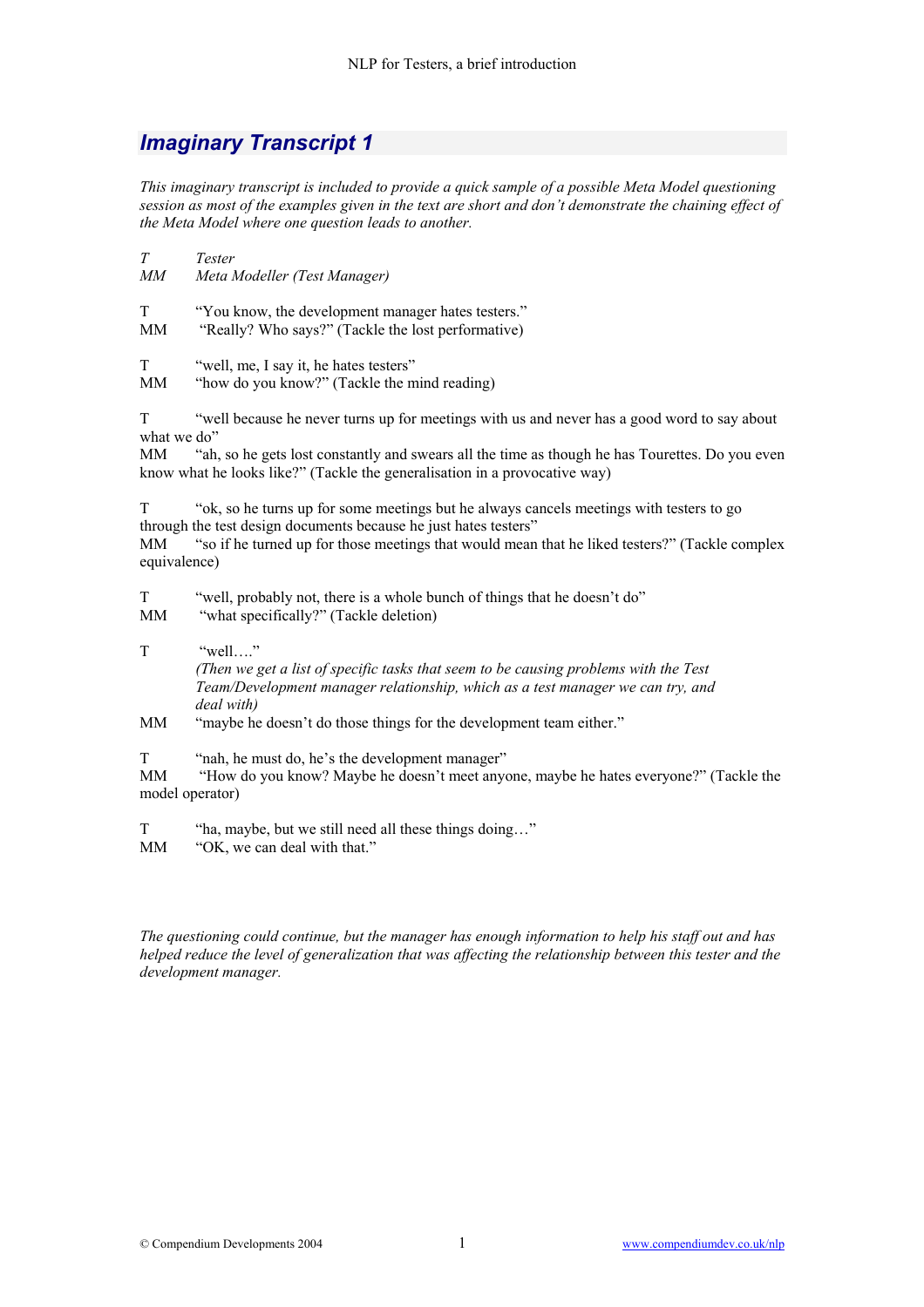## *Imaginary Transcript 1*

*This imaginary transcript is included to provide a quick sample of a possible Meta Model questioning session as most of the examples given in the text are short and don't demonstrate the chaining effect of the Meta Model where one question leads to another.*

*T* *Tester*
*MM* *Meta Modeller (Test Manager)*

T "You know, the development manager hates testers."
MM "Really? Who says?" (Tackle the lost performative)

T "well, me, I say it, he hates testers"
MM "how do you know?" (Tackle the mind reading)

T "well because he never turns up for meetings with us and never has a good word to say about what we do"
MM "ah, so he gets lost constantly and swears all the time as though he has Tourettes. Do you even know what he looks like?" (Tackle the generalisation in a provocative way)

T "ok, so he turns up for some meetings but he always cancels meetings with testers to go through the test design documents because he just hates testers"
MM "so if he turned up for those meetings that would mean that he liked testers?" (Tackle complex equivalence)

T "well, probably not, there is a whole bunch of things that he doesn't do"
MM "what specifically?" (Tackle deletion)

T "well…."
*(Then we get a list of specific tasks that seem to be causing problems with the Test Team/Development manager relationship, which as a test manager we can try, and deal with)*
MM "maybe he doesn't do those things for the development team either."

T "nah, he must do, he's the development manager"
MM "How do you know? Maybe he doesn't meet anyone, maybe he hates everyone?" (Tackle the model operator)

T "ha, maybe, but we still need all these things doing…"
MM "OK, we can deal with that."

*The questioning could continue, but the manager has enough information to help his staff out and has helped reduce the level of generalization that was affecting the relationship between this tester and the development manager.*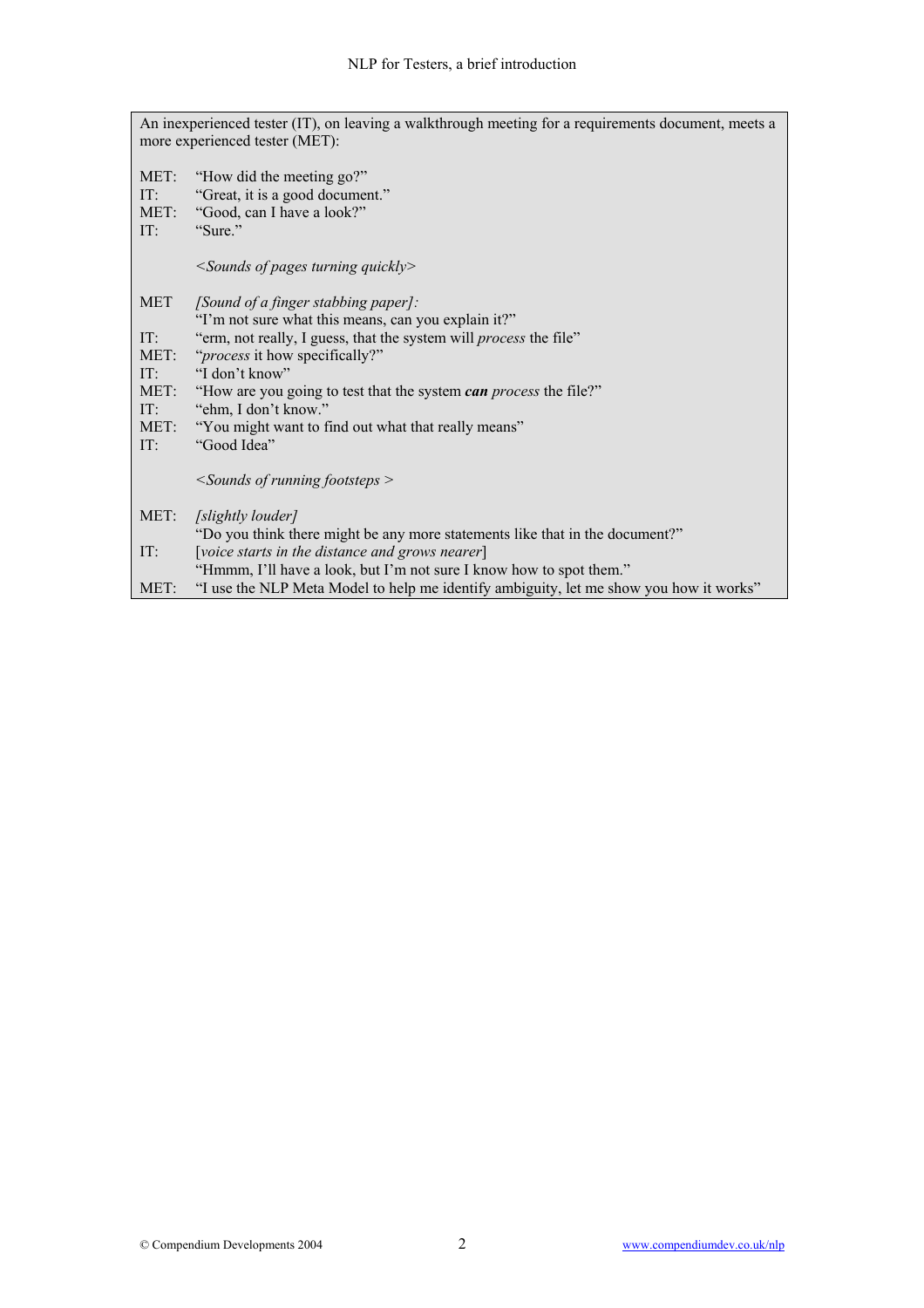An inexperienced tester (IT), on leaving a walkthrough meeting for a requirements document, meets a more experienced tester (MET):

MET: "How did the meeting go?"
IT: "Great, it is a good document."
MET: "Good, can I have a look?"
IT: "Sure."

*<Sounds of pages turning quickly>*

MET *[Sound of a finger stabbing paper]:*
"I'm not sure what this means, can you explain it?"
IT: "erm, not really, I guess, that the system will *process* the file"
MET: "*process* it how specifically?"
IT: "I don't know"
MET: "How are you going to test that the system ***can*** *process* the file?"
IT: "ehm, I don't know."
MET: "You might want to find out what that really means"
IT: "Good Idea"

*<Sounds of running footsteps >*

MET: *[slightly louder]*
"Do you think there might be any more statements like that in the document?"
IT: [*voice starts in the distance and grows nearer*]
"Hmmm, I'll have a look, but I'm not sure I know how to spot them."
MET: "I use the NLP Meta Model to help me identify ambiguity, let me show you how it works"